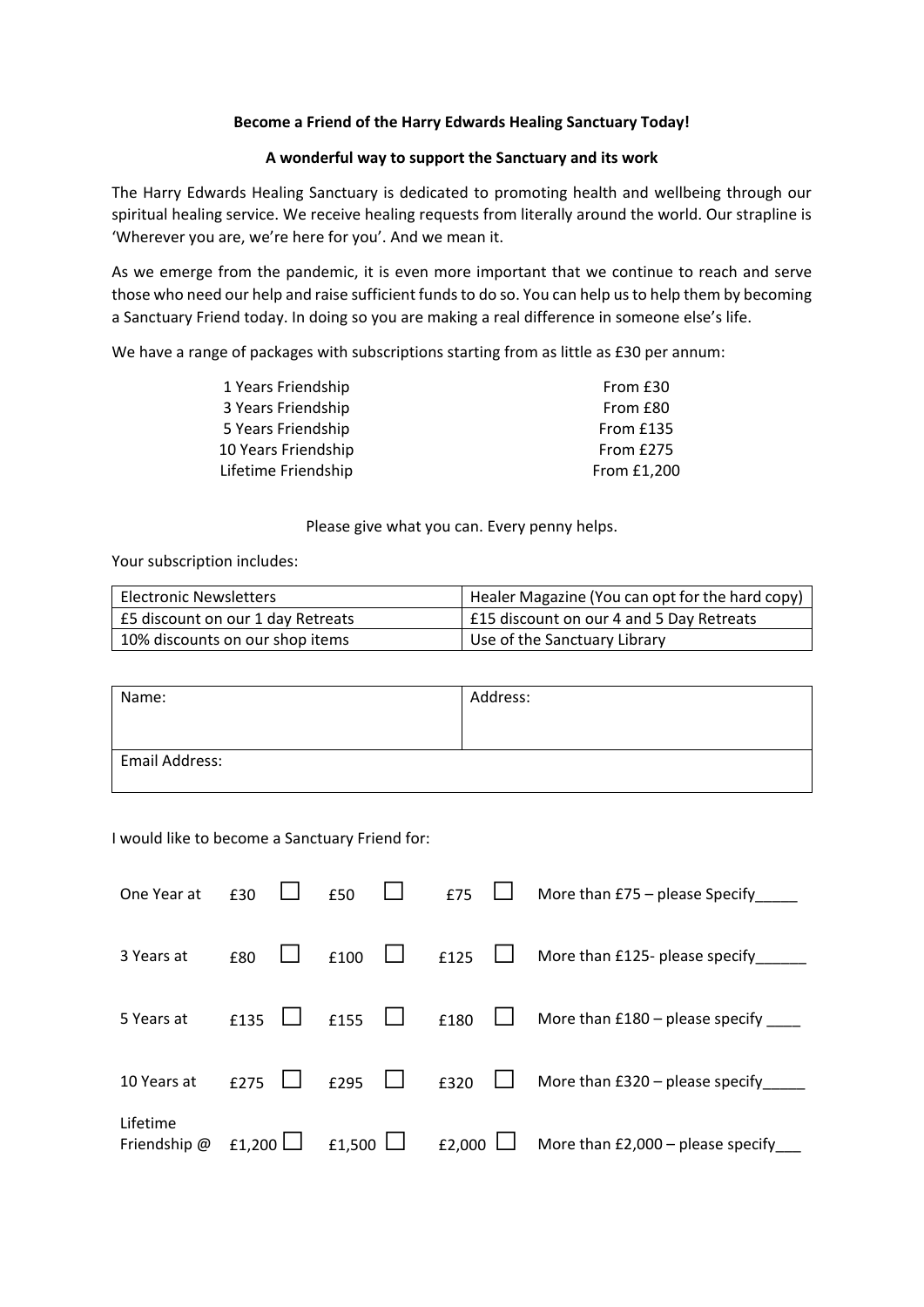**Become a Friend of the Harry Edwards Healing Sanctuary Today!**

**A wonderful way to support the Sanctuary and its work**

The Harry Edwards Healing Sanctuary is dedicated to promoting health and wellbeing through our spiritual healing service. We receive healing requests from literally around the world. Our strapline is 'Wherever you are, we're here for you'. And we mean it.

As we emerge from the pandemic, it is even more important that we continue to reach and serve those who need our help and raise sufficient funds to do so. You can help us to help them by becoming a Sanctuary Friend today. In doing so you are making a real difference in someone else's life.

We have a range of packages with subscriptions starting from as little as £30 per annum:

| | |
|---|---|
| 1 Years Friendship | From £30 |
| 3 Years Friendship | From £80 |
| 5 Years Friendship | From £135 |
| 10 Years Friendship | From £275 |
| Lifetime Friendship | From £1,200 |

Please give what you can. Every penny helps.

Your subscription includes:

| | |
|---|---|
| Electronic Newsletters | Healer Magazine (You can opt for the hard copy) |
| £5 discount on our 1 day Retreats | £15 discount on our 4 and 5 Day Retreats |
| 10% discounts on our shop items | Use of the Sanctuary Library |

| | |
|---|---|
| Name: | Address: |
| Email Address: | |

I would like to become a Sanctuary Friend for:

| | | | | |
|---|---|---|---|---|
| One Year at | £30 ☐ | £50 ☐ | £75 ☐ | More than £75 – please Specify_____ |
| 3 Years at | £80 ☐ | £100 ☐ | £125 ☐ | More than £125- please specify______ |
| 5 Years at | £135 ☐ | £155 ☐ | £180 ☐ | More than £180 – please specify ____ |
| 10 Years at | £275 ☐ | £295 ☐ | £320 ☐ | More than £320 – please specify_____ |
| Lifetime Friendship @ | £1,200 ☐ | £1,500 ☐ | £2,000 ☐ | More than £2,000 – please specify___ |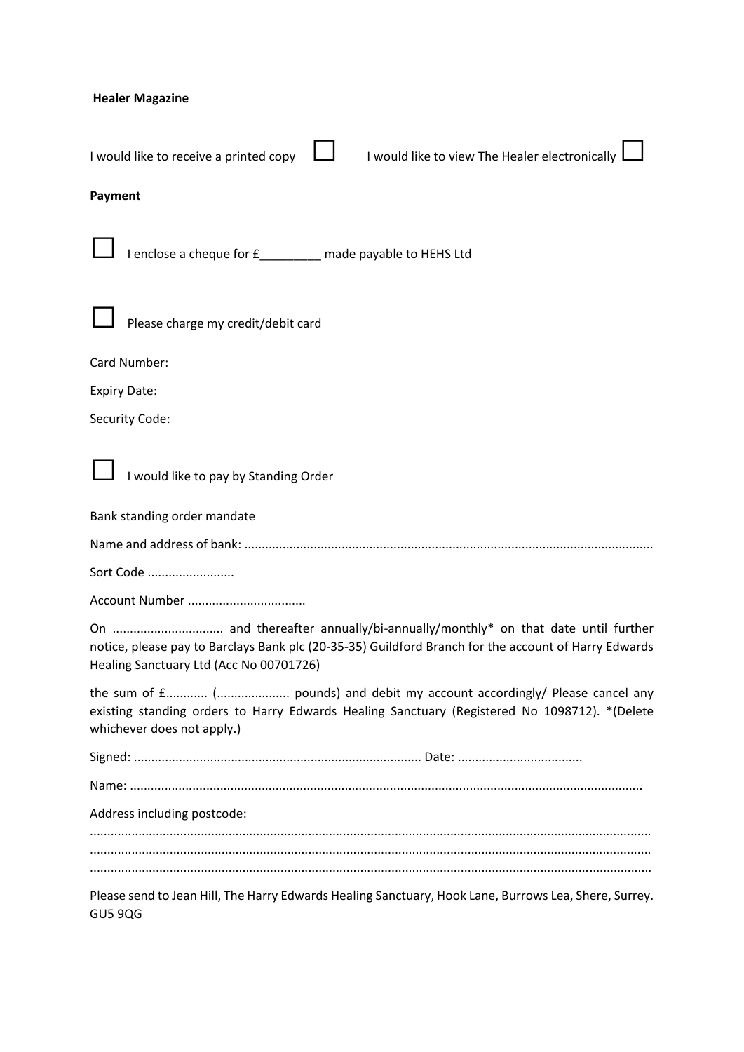**Healer Magazine**

I would like to receive a printed copy ☐ I would like to view The Healer electronically ☐

**Payment**

☐ I enclose a cheque for £_________ made payable to HEHS Ltd

☐ Please charge my credit/debit card

Card Number:

Expiry Date:

Security Code:

☐ I would like to pay by Standing Order

Bank standing order mandate

Name and address of bank: ....................................................................................................................

Sort Code .........................

Account Number .................................

On ............................... and thereafter annually/bi-annually/monthly* on that date until further notice, please pay to Barclays Bank plc (20-35-35) Guildford Branch for the account of Harry Edwards Healing Sanctuary Ltd (Acc No 00701726)

the sum of £............ (.................... pounds) and debit my account accordingly/ Please cancel any existing standing orders to Harry Edwards Healing Sanctuary (Registered No 1098712). *(Delete whichever does not apply.)

Signed: ................................................................................. Date: ...................................

Name: ..................................................................................................................................................

Address including postcode:

..............................................................................................................................................................
..............................................................................................................................................................
..............................................................................................................................................................

Please send to Jean Hill, The Harry Edwards Healing Sanctuary, Hook Lane, Burrows Lea, Shere, Surrey. GU5 9QG